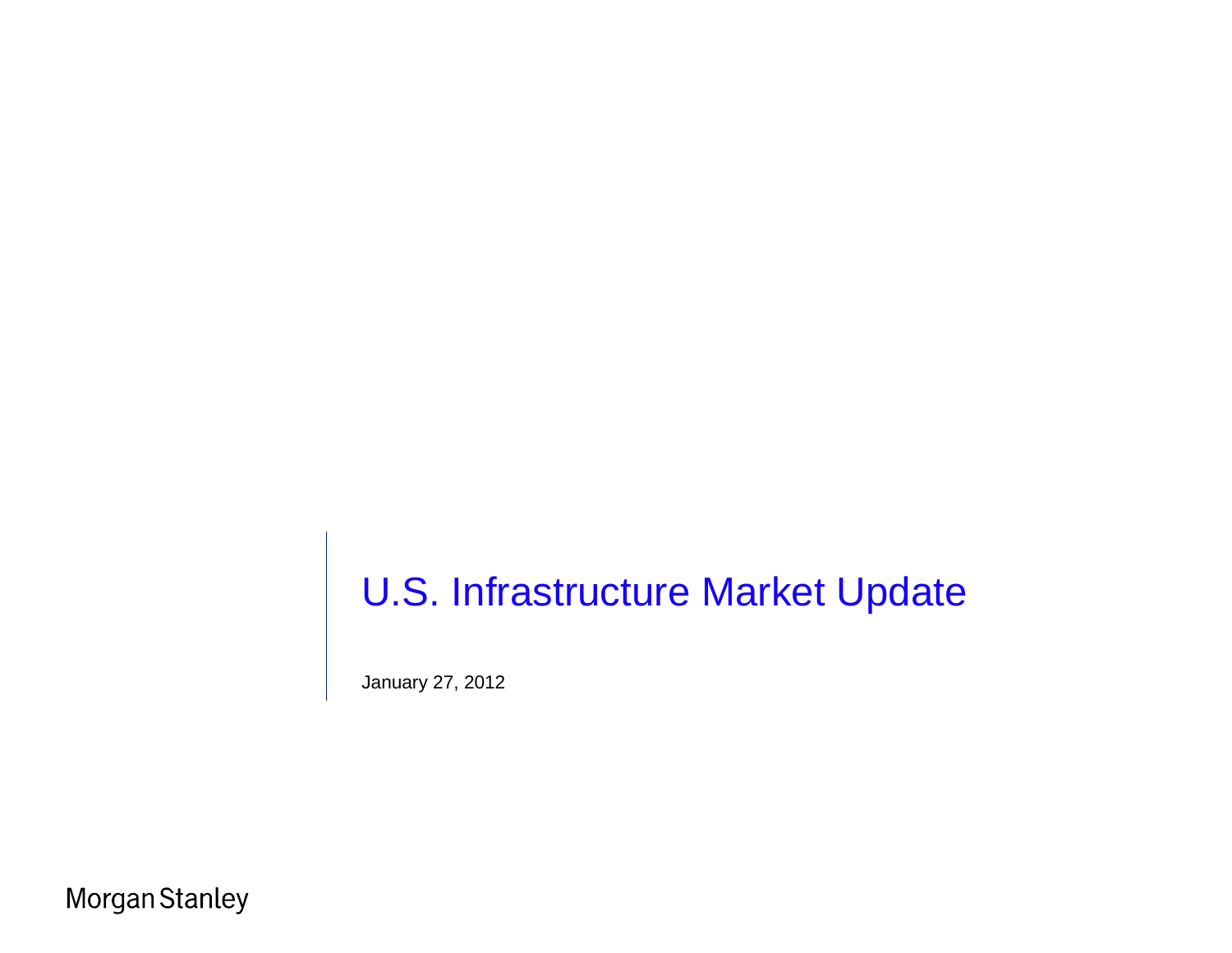# U.S. Infrastructure Market Update

January 27, 2012

Morgan Stanley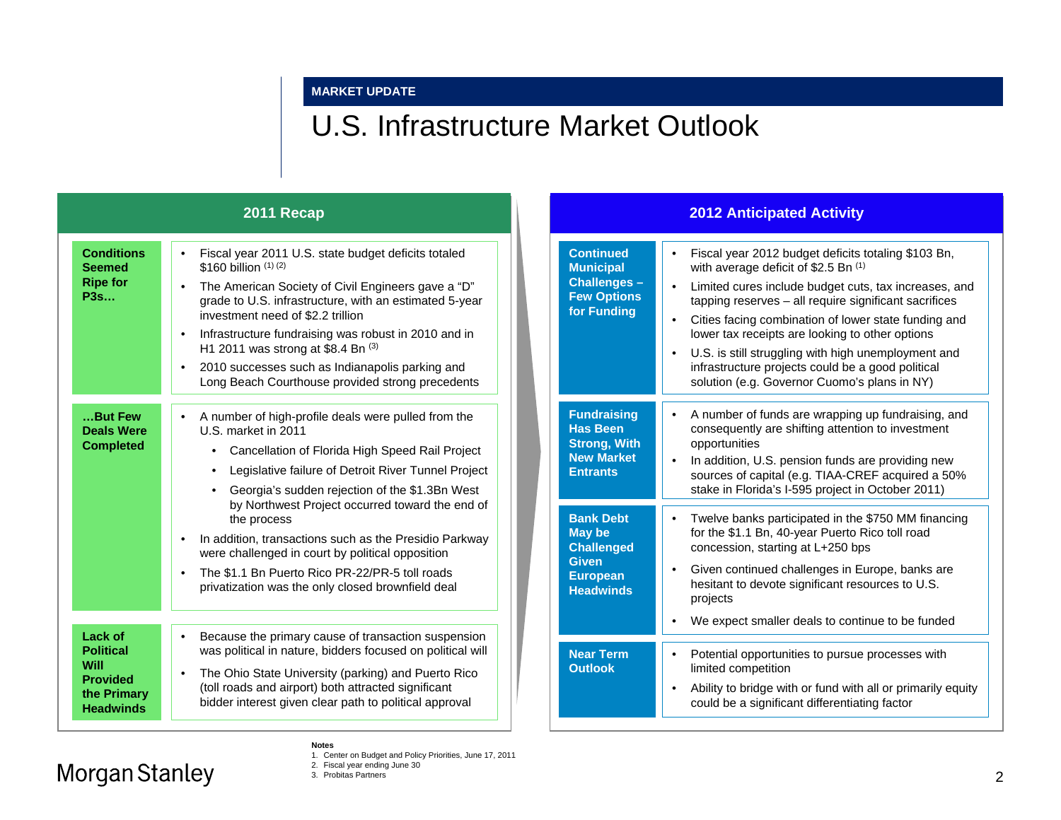MARKET UPDATE

# U.S. Infrastructure Market Outlook

## 2011 Recap

**Conditions Seemed Ripe for P3s…**

- Fiscal year 2011 U.S. state budget deficits totaled $160 billion [1] [2]
- The American Society of Civil Engineers gave a "D" grade to U.S. infrastructure, with an estimated 5-year investment need of $2.2 trillion
- Infrastructure fundraising was robust in 2010 and in H1 2011 was strong at $8.4 Bn [3]
- 2010 successes such as Indianapolis parking and Long Beach Courthouse provided strong precedents

**…But Few Deals Were Completed**

- A number of high-profile deals were pulled from the U.S. market in 2011
  - Cancellation of Florida High Speed Rail Project
  - Legislative failure of Detroit River Tunnel Project
  - Georgia's sudden rejection of the $1.3Bn West by Northwest Project occurred toward the end of the process
- In addition, transactions such as the Presidio Parkway were challenged in court by political opposition
- The $1.1 Bn Puerto Rico PR-22/PR-5 toll roads privatization was the only closed brownfield deal

**Lack of Political Will Provided the Primary Headwinds**

- Because the primary cause of transaction suspension was political in nature, bidders focused on political will
- The Ohio State University (parking) and Puerto Rico (toll roads and airport) both attracted significant bidder interest given clear path to political approval

## 2012 Anticipated Activity

**Continued Municipal Challenges – Few Options for Funding**

- Fiscal year 2012 budget deficits totaling $103 Bn, with average deficit of $2.5 Bn [1]
- Limited cures include budget cuts, tax increases, and tapping reserves – all require significant sacrifices
- Cities facing combination of lower state funding and lower tax receipts are looking to other options
- U.S. is still struggling with high unemployment and infrastructure projects could be a good political solution (e.g. Governor Cuomo's plans in NY)

**Fundraising Has Been Strong, With New Market Entrants**

- A number of funds are wrapping up fundraising, and consequently are shifting attention to investment opportunities
- In addition, U.S. pension funds are providing new sources of capital (e.g. TIAA-CREF acquired a 50% stake in Florida's I-595 project in October 2011)

**Bank Debt May be Challenged Given European Headwinds**

- Twelve banks participated in the $750 MM financing for the $1.1 Bn, 40-year Puerto Rico toll road concession, starting at L+250 bps
- Given continued challenges in Europe, banks are hesitant to devote significant resources to U.S. projects
- We expect smaller deals to continue to be funded

**Near Term Outlook**

- Potential opportunities to pursue processes with limited competition
- Ability to bridge with or fund with all or primarily equity could be a significant differentiating factor

**Notes**

1. Center on Budget and Policy Priorities, June 17, 2011
2. Fiscal year ending June 30
3. Probitas Partners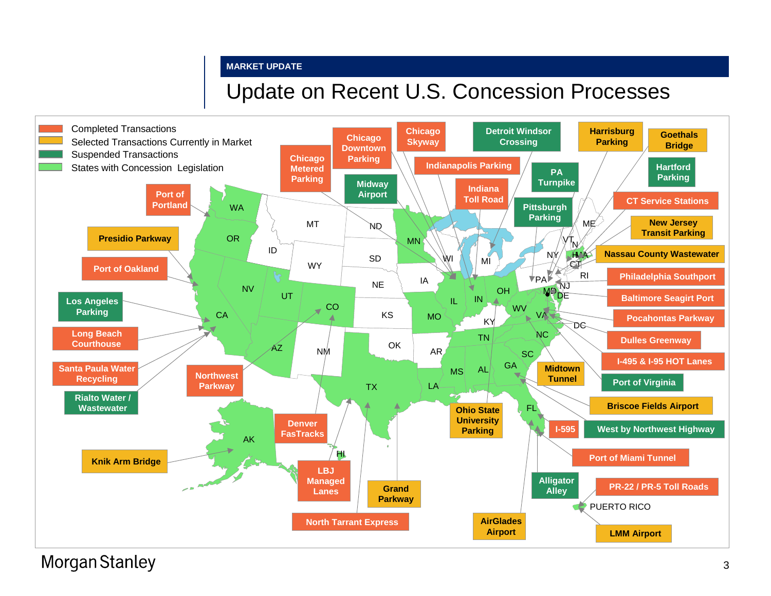MARKET UPDATE

# Update on Recent U.S. Concession Processes

**Legend:**
- Completed Transactions
- Selected Transactions Currently in Market
- Suspended Transactions
- States with Concession Legislation

**Completed Transactions:** Port of Portland, Port of Oakland, Long Beach Courthouse, Santa Paula Water Recycling, Northwest Parkway, Denver FasTracks, LBJ Managed Lanes, North Tarrant Express, Chicago Metered Parking, Chicago Downtown Parking, Chicago Skyway, Indianapolis Parking, Indiana Toll Road, CT Service Stations, Philadelphia Southport, Baltimore Seagirt Port, Pocahontas Parkway, Dulles Greenway, I-495 & I-95 HOT Lanes, I-595, Port of Miami Tunnel, PR-22 / PR-5 Toll Roads

**Selected Transactions Currently in Market:** Presidio Parkway, Knik Arm Bridge, Grand Parkway, Ohio State University Parking, AirGlades Airport, Harrisburg Parking, Goethals Bridge, New Jersey Transit Parking, Nassau County Wastewater, Midtown Tunnel, Briscoe Fields Airport, LMM Airport

**Suspended Transactions:** Los Angeles Parking, Rialto Water / Wastewater, Midway Airport, Detroit Windsor Crossing, PA Turnpike, Pittsburgh Parking, Hartford Parking, Port of Virginia, West by Northwest Highway, Alligator Alley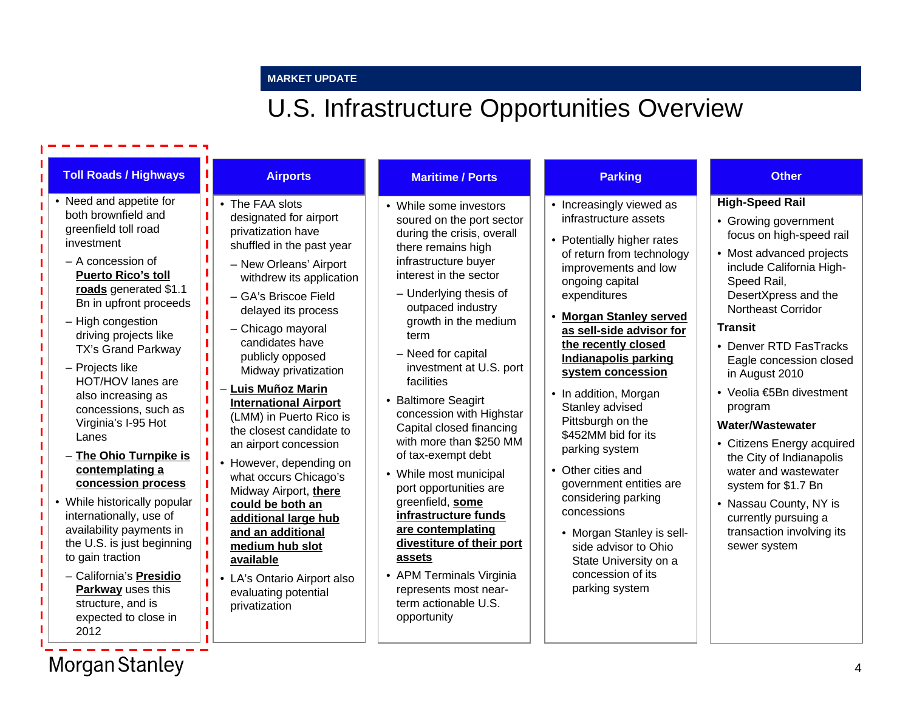MARKET UPDATE

# U.S. Infrastructure Opportunities Overview

## Toll Roads / Highways

- Need and appetite for both brownfield and greenfield toll road investment
  - A concession of **Puerto Rico's toll roads** generated $1.1 Bn in upfront proceeds
  - High congestion driving projects like TX's Grand Parkway
  - Projects like HOT/HOV lanes are also increasing as concessions, such as Virginia's I-95 Hot Lanes
  - **The Ohio Turnpike is contemplating a concession process**
- While historically popular internationally, use of availability payments in the U.S. is just beginning to gain traction
  - California's **Presidio Parkway** uses this structure, and is expected to close in 2012

## Airports

- The FAA slots designated for airport privatization have shuffled in the past year
  - New Orleans' Airport withdrew its application
  - GA's Briscoe Field delayed its process
  - Chicago mayoral candidates have publicly opposed Midway privatization
  - **Luis Muñoz Marin International Airport** (LMM) in Puerto Rico is the closest candidate to an airport concession
- However, depending on what occurs Chicago's Midway Airport, **there could be both an additional large hub and an additional medium hub slot available**
- LA's Ontario Airport also evaluating potential privatization

## Maritime / Ports

- While some investors soured on the port sector during the crisis, overall there remains high infrastructure buyer interest in the sector
  - Underlying thesis of outpaced industry growth in the medium term
  - Need for capital investment at U.S. port facilities
- Baltimore Seagirt concession with Highstar Capital closed financing with more than $250 MM of tax-exempt debt
- While most municipal port opportunities are greenfield, **some infrastructure funds are contemplating divestiture of their port assets**
- APM Terminals Virginia represents most near-term actionable U.S. opportunity

## Parking

- Increasingly viewed as infrastructure assets
- Potentially higher rates of return from technology improvements and low ongoing capital expenditures
- **Morgan Stanley served as sell-side advisor for the recently closed Indianapolis parking system concession**
- In addition, Morgan Stanley advised Pittsburgh on the $452MM bid for its parking system
- Other cities and government entities are considering parking concessions
  - Morgan Stanley is sell-side advisor to Ohio State University on a concession of its parking system

## Other

**High-Speed Rail**

- Growing government focus on high-speed rail
- Most advanced projects include California High-Speed Rail, DesertXpress and the Northeast Corridor

**Transit**

- Denver RTD FasTracks Eagle concession closed in August 2010
- Veolia €5Bn divestment program

**Water/Wastewater**

- Citizens Energy acquired the City of Indianapolis water and wastewater system for $1.7 Bn
- Nassau County, NY is currently pursuing a transaction involving its sewer system

Morgan Stanley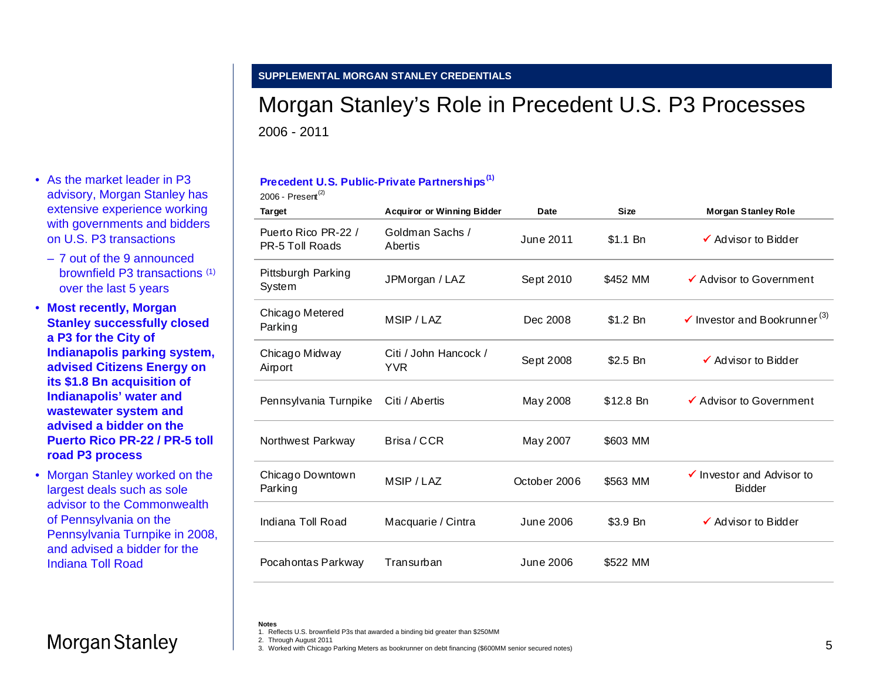SUPPLEMENTAL MORGAN STANLEY CREDENTIALS

# Morgan Stanley's Role in Precedent U.S. P3 Processes

2006 - 2011

- As the market leader in P3 advisory, Morgan Stanley has extensive experience working with governments and bidders on U.S. P3 transactions
  - 7 out of the 9 announced brownfield P3 transactions [1] over the last 5 years
- **Most recently, Morgan Stanley successfully closed a P3 for the City of Indianapolis parking system, advised Citizens Energy on its $1.8 Bn acquisition of Indianapolis' water and wastewater system and advised a bidder on the Puerto Rico PR-22 / PR-5 toll road P3 process**
- Morgan Stanley worked on the largest deals such as sole advisor to the Commonwealth of Pennsylvania on the Pennsylvania Turnpike in 2008, and advised a bidder for the Indiana Toll Road

**Precedent U.S. Public-Private Partnerships[1]**

2006 - Present[2]

| Target | Acquiror or Winning Bidder | Date | Size | Morgan Stanley Role |
|---|---|---|---|---|
| Puerto Rico PR-22 / PR-5 Toll Roads | Goldman Sachs / Abertis | June 2011 | $1.1 Bn | ✓ Advisor to Bidder |
| Pittsburgh Parking System | JPMorgan / LAZ | Sept 2010 | $452 MM | ✓ Advisor to Government |
| Chicago Metered Parking | MSIP / LAZ | Dec 2008 | $1.2 Bn | ✓ Investor and Bookrunner[3] |
| Chicago Midway Airport | Citi / John Hancock / YVR | Sept 2008 | $2.5 Bn | ✓ Advisor to Bidder |
| Pennsylvania Turnpike | Citi / Abertis | May 2008 | $12.8 Bn | ✓ Advisor to Government |
| Northwest Parkway | Brisa / CCR | May 2007 | $603 MM | |
| Chicago Downtown Parking | MSIP / LAZ | October 2006 | $563 MM | ✓ Investor and Advisor to Bidder |
| Indiana Toll Road | Macquarie / Cintra | June 2006 | $3.9 Bn | ✓ Advisor to Bidder |
| Pocahontas Parkway | Transurban | June 2006 | $522 MM | |

**Notes**

1. Reflects U.S. brownfield P3s that awarded a binding bid greater than $250MM
2. Through August 2011
3. Worked with Chicago Parking Meters as bookrunner on debt financing ($600MM senior secured notes)

Morgan Stanley